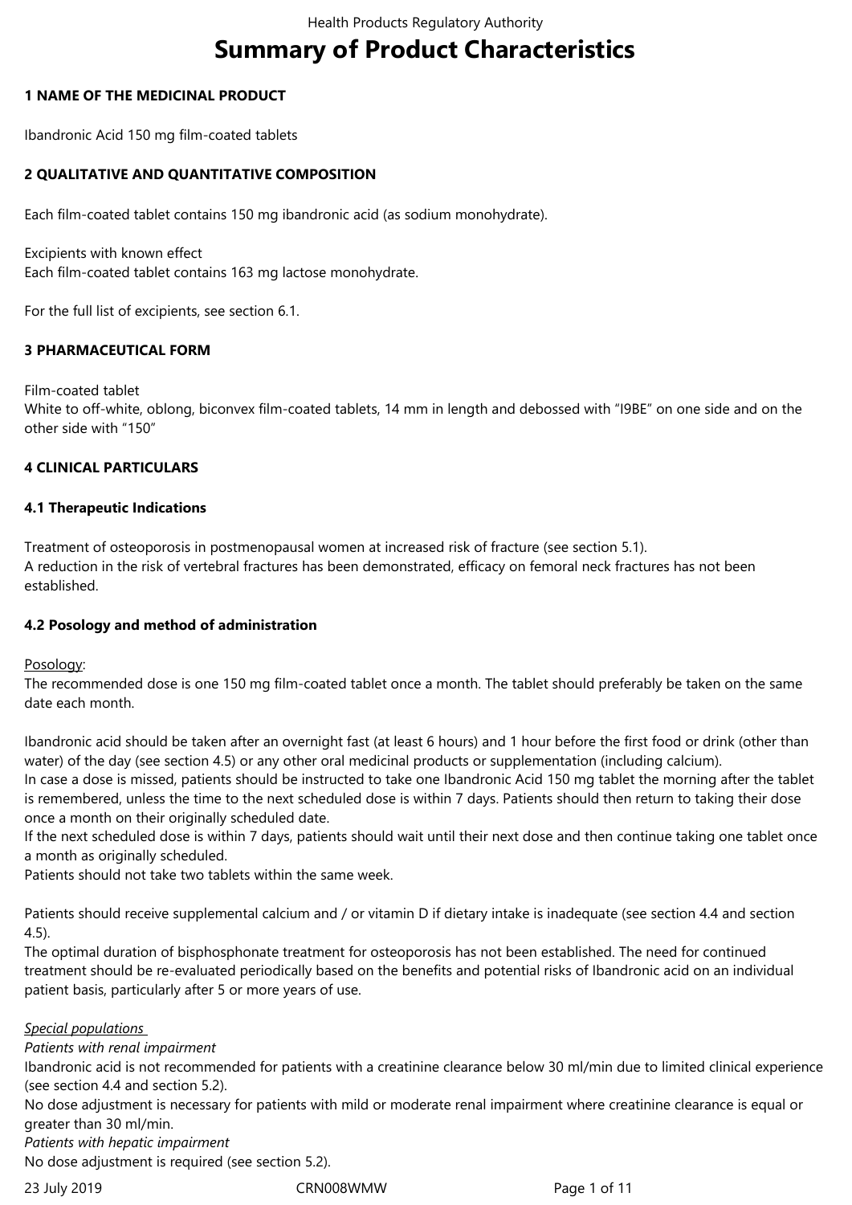# Summary of Product Characteristics

## 1 NAME OF THE MEDICINAL PRODUCT

Ibandronic Acid 150 mg film-coated tablets

## 2 QUALITATIVE AND QUANTITATIVE COMPOSITION

Each film-coated tablet contains 150 mg ibandronic acid (as sodium monohydrate).

Excipients with known effect
Each film-coated tablet contains 163 mg lactose monohydrate.

For the full list of excipients, see section 6.1.

## 3 PHARMACEUTICAL FORM

Film-coated tablet
White to off-white, oblong, biconvex film-coated tablets, 14 mm in length and debossed with "I9BE" on one side and on the other side with "150"

## 4 CLINICAL PARTICULARS

### 4.1 Therapeutic Indications

Treatment of osteoporosis in postmenopausal women at increased risk of fracture (see section 5.1).
A reduction in the risk of vertebral fractures has been demonstrated, efficacy on femoral neck fractures has not been established.

### 4.2 Posology and method of administration

Posology:
The recommended dose is one 150 mg film-coated tablet once a month. The tablet should preferably be taken on the same date each month.

Ibandronic acid should be taken after an overnight fast (at least 6 hours) and 1 hour before the first food or drink (other than water) of the day (see section 4.5) or any other oral medicinal products or supplementation (including calcium).
In case a dose is missed, patients should be instructed to take one Ibandronic Acid 150 mg tablet the morning after the tablet is remembered, unless the time to the next scheduled dose is within 7 days. Patients should then return to taking their dose once a month on their originally scheduled date.
If the next scheduled dose is within 7 days, patients should wait until their next dose and then continue taking one tablet once a month as originally scheduled.
Patients should not take two tablets within the same week.

Patients should receive supplemental calcium and / or vitamin D if dietary intake is inadequate (see section 4.4 and section 4.5).
The optimal duration of bisphosphonate treatment for osteoporosis has not been established. The need for continued treatment should be re-evaluated periodically based on the benefits and potential risks of Ibandronic acid on an individual patient basis, particularly after 5 or more years of use.

*Special populations*
*Patients with renal impairment*
Ibandronic acid is not recommended for patients with a creatinine clearance below 30 ml/min due to limited clinical experience (see section 4.4 and section 5.2).
No dose adjustment is necessary for patients with mild or moderate renal impairment where creatinine clearance is equal or greater than 30 ml/min.
*Patients with hepatic impairment*
No dose adjustment is required (see section 5.2).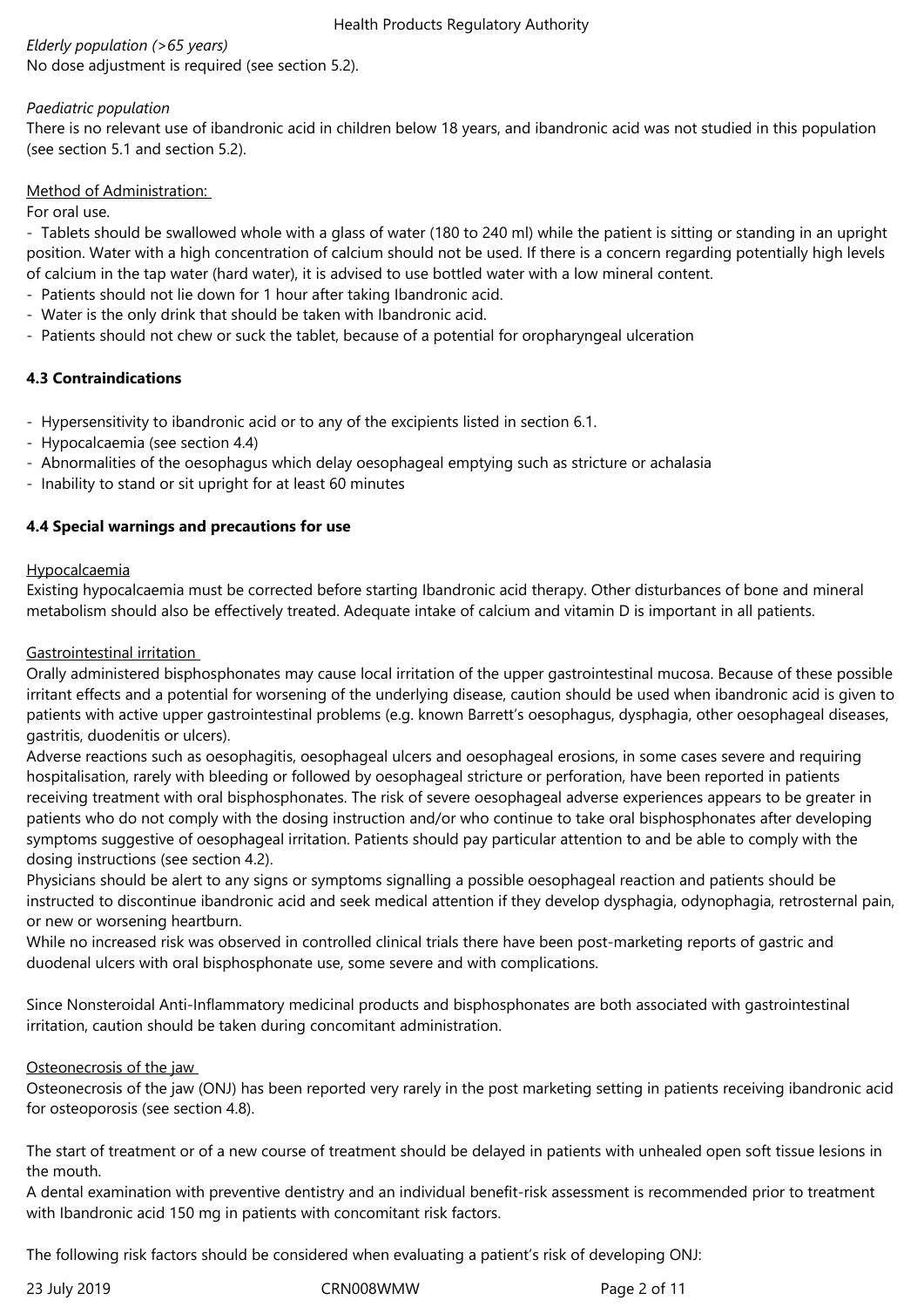*Elderly population (>65 years)*
No dose adjustment is required (see section 5.2).

*Paediatric population*
There is no relevant use of ibandronic acid in children below 18 years, and ibandronic acid was not studied in this population (see section 5.1 and section 5.2).

Method of Administration:

For oral use.

- Tablets should be swallowed whole with a glass of water (180 to 240 ml) while the patient is sitting or standing in an upright position. Water with a high concentration of calcium should not be used. If there is a concern regarding potentially high levels of calcium in the tap water (hard water), it is advised to use bottled water with a low mineral content.
- Patients should not lie down for 1 hour after taking Ibandronic acid.
- Water is the only drink that should be taken with Ibandronic acid.
- Patients should not chew or suck the tablet, because of a potential for oropharyngeal ulceration

### 4.3 Contraindications

- Hypersensitivity to ibandronic acid or to any of the excipients listed in section 6.1.
- Hypocalcaemia (see section 4.4)
- Abnormalities of the oesophagus which delay oesophageal emptying such as stricture or achalasia
- Inability to stand or sit upright for at least 60 minutes

### 4.4 Special warnings and precautions for use

Hypocalcaemia

Existing hypocalcaemia must be corrected before starting Ibandronic acid therapy. Other disturbances of bone and mineral metabolism should also be effectively treated. Adequate intake of calcium and vitamin D is important in all patients.

Gastrointestinal irritation

Orally administered bisphosphonates may cause local irritation of the upper gastrointestinal mucosa. Because of these possible irritant effects and a potential for worsening of the underlying disease, caution should be used when ibandronic acid is given to patients with active upper gastrointestinal problems (e.g. known Barrett's oesophagus, dysphagia, other oesophageal diseases, gastritis, duodenitis or ulcers).

Adverse reactions such as oesophagitis, oesophageal ulcers and oesophageal erosions, in some cases severe and requiring hospitalisation, rarely with bleeding or followed by oesophageal stricture or perforation, have been reported in patients receiving treatment with oral bisphosphonates. The risk of severe oesophageal adverse experiences appears to be greater in patients who do not comply with the dosing instruction and/or who continue to take oral bisphosphonates after developing symptoms suggestive of oesophageal irritation. Patients should pay particular attention to and be able to comply with the dosing instructions (see section 4.2).

Physicians should be alert to any signs or symptoms signalling a possible oesophageal reaction and patients should be instructed to discontinue ibandronic acid and seek medical attention if they develop dysphagia, odynophagia, retrosternal pain, or new or worsening heartburn.

While no increased risk was observed in controlled clinical trials there have been post-marketing reports of gastric and duodenal ulcers with oral bisphosphonate use, some severe and with complications.

Since Nonsteroidal Anti-Inflammatory medicinal products and bisphosphonates are both associated with gastrointestinal irritation, caution should be taken during concomitant administration.

Osteonecrosis of the jaw

Osteonecrosis of the jaw (ONJ) has been reported very rarely in the post marketing setting in patients receiving ibandronic acid for osteoporosis (see section 4.8).

The start of treatment or of a new course of treatment should be delayed in patients with unhealed open soft tissue lesions in the mouth.

A dental examination with preventive dentistry and an individual benefit-risk assessment is recommended prior to treatment with Ibandronic acid 150 mg in patients with concomitant risk factors.

The following risk factors should be considered when evaluating a patient's risk of developing ONJ: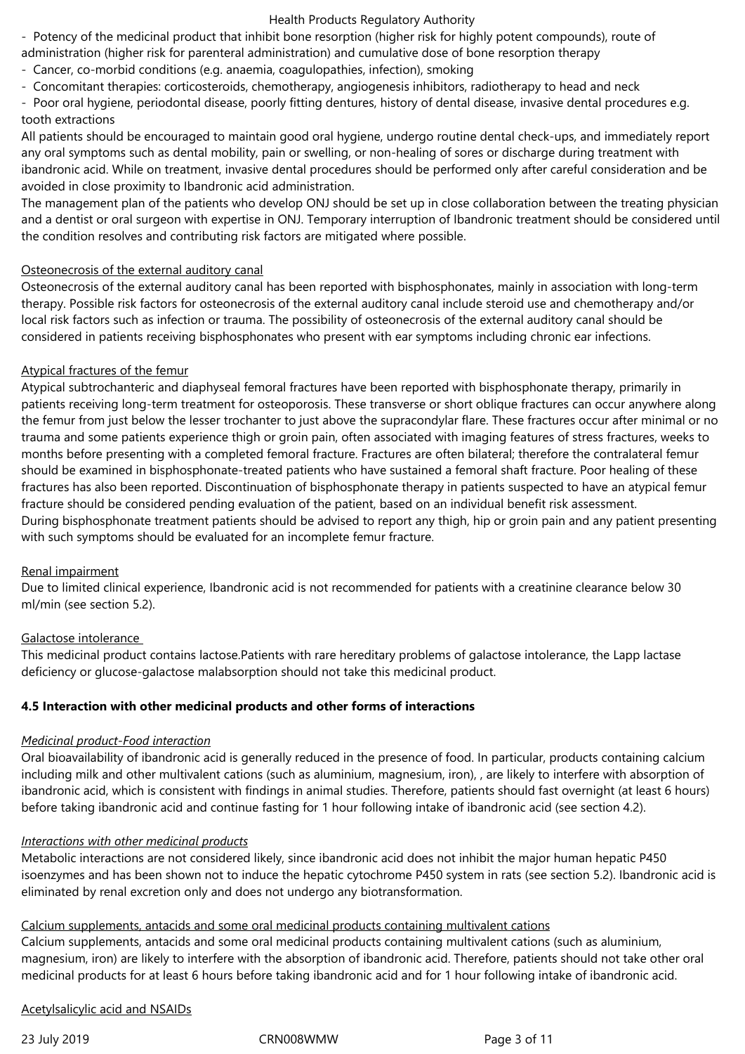- Potency of the medicinal product that inhibit bone resorption (higher risk for highly potent compounds), route of administration (higher risk for parenteral administration) and cumulative dose of bone resorption therapy
- Cancer, co-morbid conditions (e.g. anaemia, coagulopathies, infection), smoking
- Concomitant therapies: corticosteroids, chemotherapy, angiogenesis inhibitors, radiotherapy to head and neck
- Poor oral hygiene, periodontal disease, poorly fitting dentures, history of dental disease, invasive dental procedures e.g. tooth extractions

All patients should be encouraged to maintain good oral hygiene, undergo routine dental check-ups, and immediately report any oral symptoms such as dental mobility, pain or swelling, or non-healing of sores or discharge during treatment with ibandronic acid. While on treatment, invasive dental procedures should be performed only after careful consideration and be avoided in close proximity to Ibandronic acid administration.

The management plan of the patients who develop ONJ should be set up in close collaboration between the treating physician and a dentist or oral surgeon with expertise in ONJ. Temporary interruption of Ibandronic treatment should be considered until the condition resolves and contributing risk factors are mitigated where possible.

Osteonecrosis of the external auditory canal

Osteonecrosis of the external auditory canal has been reported with bisphosphonates, mainly in association with long-term therapy. Possible risk factors for osteonecrosis of the external auditory canal include steroid use and chemotherapy and/or local risk factors such as infection or trauma. The possibility of osteonecrosis of the external auditory canal should be considered in patients receiving bisphosphonates who present with ear symptoms including chronic ear infections.

Atypical fractures of the femur

Atypical subtrochanteric and diaphyseal femoral fractures have been reported with bisphosphonate therapy, primarily in patients receiving long-term treatment for osteoporosis. These transverse or short oblique fractures can occur anywhere along the femur from just below the lesser trochanter to just above the supracondylar flare. These fractures occur after minimal or no trauma and some patients experience thigh or groin pain, often associated with imaging features of stress fractures, weeks to months before presenting with a completed femoral fracture. Fractures are often bilateral; therefore the contralateral femur should be examined in bisphosphonate-treated patients who have sustained a femoral shaft fracture. Poor healing of these fractures has also been reported. Discontinuation of bisphosphonate therapy in patients suspected to have an atypical femur fracture should be considered pending evaluation of the patient, based on an individual benefit risk assessment.

During bisphosphonate treatment patients should be advised to report any thigh, hip or groin pain and any patient presenting with such symptoms should be evaluated for an incomplete femur fracture.

Renal impairment

Due to limited clinical experience, Ibandronic acid is not recommended for patients with a creatinine clearance below 30 ml/min (see section 5.2).

Galactose intolerance

This medicinal product contains lactose.Patients with rare hereditary problems of galactose intolerance, the Lapp lactase deficiency or glucose-galactose malabsorption should not take this medicinal product.

**4.5 Interaction with other medicinal products and other forms of interactions**

*Medicinal product-Food interaction*

Oral bioavailability of ibandronic acid is generally reduced in the presence of food. In particular, products containing calcium including milk and other multivalent cations (such as aluminium, magnesium, iron), , are likely to interfere with absorption of ibandronic acid, which is consistent with findings in animal studies. Therefore, patients should fast overnight (at least 6 hours) before taking ibandronic acid and continue fasting for 1 hour following intake of ibandronic acid (see section 4.2).

*Interactions with other medicinal products*

Metabolic interactions are not considered likely, since ibandronic acid does not inhibit the major human hepatic P450 isoenzymes and has been shown not to induce the hepatic cytochrome P450 system in rats (see section 5.2). Ibandronic acid is eliminated by renal excretion only and does not undergo any biotransformation.

Calcium supplements, antacids and some oral medicinal products containing multivalent cations

Calcium supplements, antacids and some oral medicinal products containing multivalent cations (such as aluminium, magnesium, iron) are likely to interfere with the absorption of ibandronic acid. Therefore, patients should not take other oral medicinal products for at least 6 hours before taking ibandronic acid and for 1 hour following intake of ibandronic acid.

Acetylsalicylic acid and NSAIDs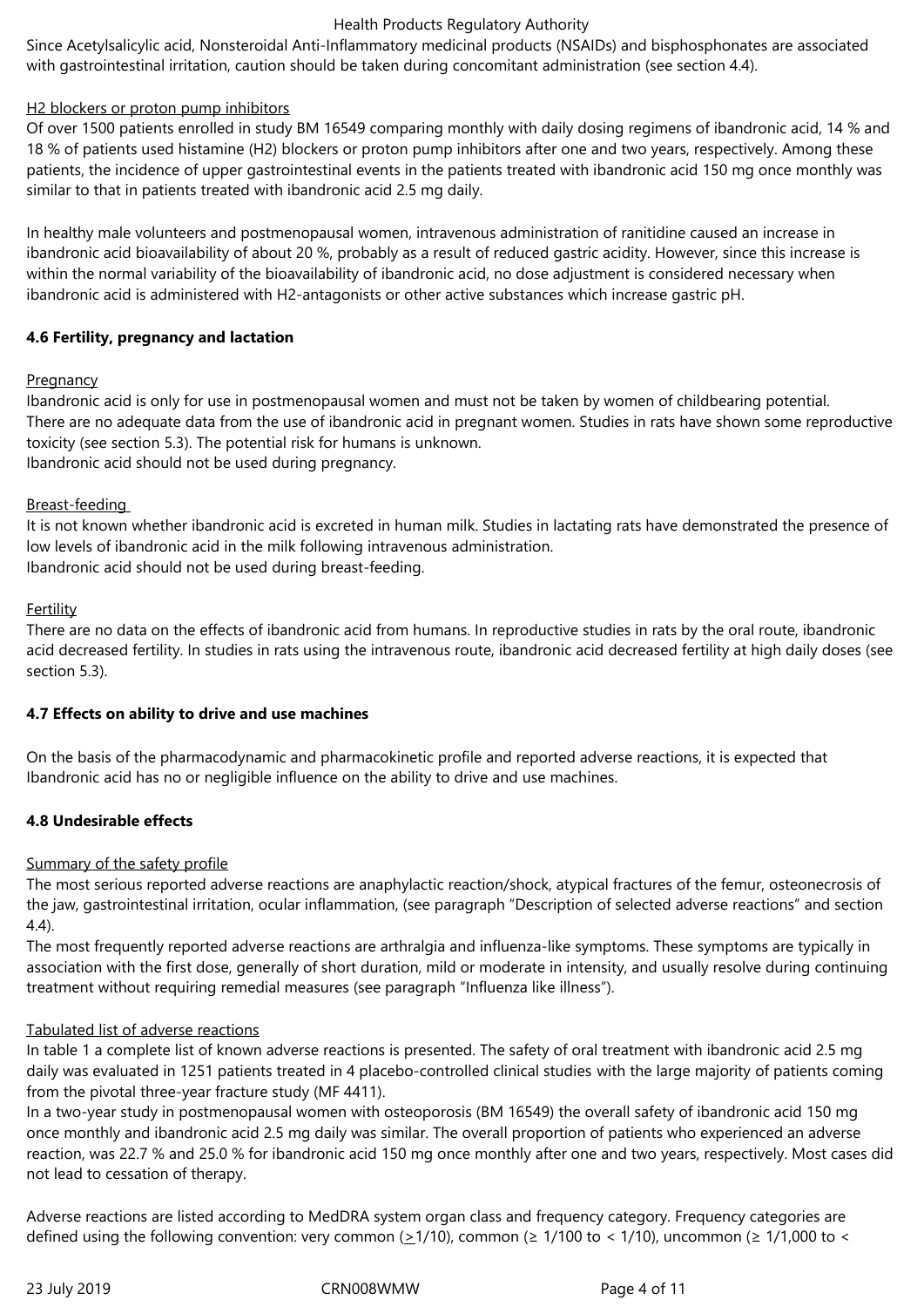Since Acetylsalicylic acid, Nonsteroidal Anti-Inflammatory medicinal products (NSAIDs) and bisphosphonates are associated with gastrointestinal irritation, caution should be taken during concomitant administration (see section 4.4).

H2 blockers or proton pump inhibitors

Of over 1500 patients enrolled in study BM 16549 comparing monthly with daily dosing regimens of ibandronic acid, 14 % and 18 % of patients used histamine (H2) blockers or proton pump inhibitors after one and two years, respectively. Among these patients, the incidence of upper gastrointestinal events in the patients treated with ibandronic acid 150 mg once monthly was similar to that in patients treated with ibandronic acid 2.5 mg daily.

In healthy male volunteers and postmenopausal women, intravenous administration of ranitidine caused an increase in ibandronic acid bioavailability of about 20 %, probably as a result of reduced gastric acidity. However, since this increase is within the normal variability of the bioavailability of ibandronic acid, no dose adjustment is considered necessary when ibandronic acid is administered with H2-antagonists or other active substances which increase gastric pH.

### 4.6 Fertility, pregnancy and lactation

Pregnancy

Ibandronic acid is only for use in postmenopausal women and must not be taken by women of childbearing potential. There are no adequate data from the use of ibandronic acid in pregnant women. Studies in rats have shown some reproductive toxicity (see section 5.3). The potential risk for humans is unknown.
Ibandronic acid should not be used during pregnancy.

Breast-feeding

It is not known whether ibandronic acid is excreted in human milk. Studies in lactating rats have demonstrated the presence of low levels of ibandronic acid in the milk following intravenous administration.
Ibandronic acid should not be used during breast-feeding.

Fertility

There are no data on the effects of ibandronic acid from humans. In reproductive studies in rats by the oral route, ibandronic acid decreased fertility. In studies in rats using the intravenous route, ibandronic acid decreased fertility at high daily doses (see section 5.3).

### 4.7 Effects on ability to drive and use machines

On the basis of the pharmacodynamic and pharmacokinetic profile and reported adverse reactions, it is expected that Ibandronic acid has no or negligible influence on the ability to drive and use machines.

### 4.8 Undesirable effects

Summary of the safety profile

The most serious reported adverse reactions are anaphylactic reaction/shock, atypical fractures of the femur, osteonecrosis of the jaw, gastrointestinal irritation, ocular inflammation, (see paragraph "Description of selected adverse reactions" and section 4.4).
The most frequently reported adverse reactions are arthralgia and influenza-like symptoms. These symptoms are typically in association with the first dose, generally of short duration, mild or moderate in intensity, and usually resolve during continuing treatment without requiring remedial measures (see paragraph "Influenza like illness").

Tabulated list of adverse reactions

In table 1 a complete list of known adverse reactions is presented. The safety of oral treatment with ibandronic acid 2.5 mg daily was evaluated in 1251 patients treated in 4 placebo-controlled clinical studies with the large majority of patients coming from the pivotal three-year fracture study (MF 4411).
In a two-year study in postmenopausal women with osteoporosis (BM 16549) the overall safety of ibandronic acid 150 mg once monthly and ibandronic acid 2.5 mg daily was similar. The overall proportion of patients who experienced an adverse reaction, was 22.7 % and 25.0 % for ibandronic acid 150 mg once monthly after one and two years, respectively. Most cases did not lead to cessation of therapy.

Adverse reactions are listed according to MedDRA system organ class and frequency category. Frequency categories are defined using the following convention: very common (≥1/10), common (≥ 1/100 to < 1/10), uncommon (≥ 1/1,000 to <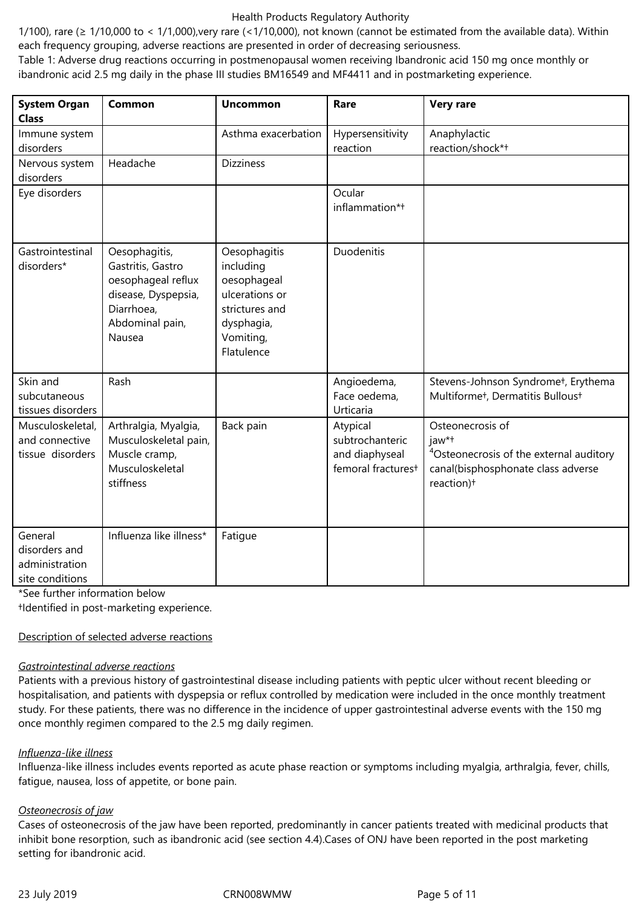1/100), rare (≥ 1/10,000 to < 1/1,000),very rare (<1/10,000), not known (cannot be estimated from the available data). Within each frequency grouping, adverse reactions are presented in order of decreasing seriousness.

Table 1: Adverse drug reactions occurring in postmenopausal women receiving Ibandronic acid 150 mg once monthly or ibandronic acid 2.5 mg daily in the phase III studies BM16549 and MF4411 and in postmarketing experience.

| System Organ Class | Common | Uncommon | Rare | Very rare |
|---|---|---|---|---|
| Immune system disorders | | Asthma exacerbation | Hypersensitivity reaction | Anaphylactic reaction/shock*† |
| Nervous system disorders | Headache | Dizziness | | |
| Eye disorders | | | Ocular inflammation*† | |
| Gastrointestinal disorders* | Oesophagitis, Gastritis, Gastro oesophageal reflux disease, Dyspepsia, Diarrhoea, Abdominal pain, Nausea | Oesophagitis including oesophageal ulcerations or strictures and dysphagia, Vomiting, Flatulence | Duodenitis | |
| Skin and subcutaneous tissues disorders | Rash | | Angioedema, Face oedema, Urticaria | Stevens-Johnson Syndrome†, Erythema Multiforme†, Dermatitis Bullous† |
| Musculoskeletal, and connective tissue disorders | Arthralgia, Myalgia, Musculoskeletal pain, Muscle cramp, Musculoskeletal stiffness | Back pain | Atypical subtrochanteric and diaphyseal femoral fractures† | Osteonecrosis of jaw*†<br>[4]Osteonecrosis of the external auditory canal(bisphosphonate class adverse reaction)† |
| General disorders and administration site conditions | Influenza like illness* | Fatigue | | |

*See further information below

†Identified in post-marketing experience.

Description of selected adverse reactions

*Gastrointestinal adverse reactions*

Patients with a previous history of gastrointestinal disease including patients with peptic ulcer without recent bleeding or hospitalisation, and patients with dyspepsia or reflux controlled by medication were included in the once monthly treatment study. For these patients, there was no difference in the incidence of upper gastrointestinal adverse events with the 150 mg once monthly regimen compared to the 2.5 mg daily regimen.

*Influenza-like illness*

Influenza-like illness includes events reported as acute phase reaction or symptoms including myalgia, arthralgia, fever, chills, fatigue, nausea, loss of appetite, or bone pain.

*Osteonecrosis of jaw*

Cases of osteonecrosis of the jaw have been reported, predominantly in cancer patients treated with medicinal products that inhibit bone resorption, such as ibandronic acid (see section 4.4).Cases of ONJ have been reported in the post marketing setting for ibandronic acid.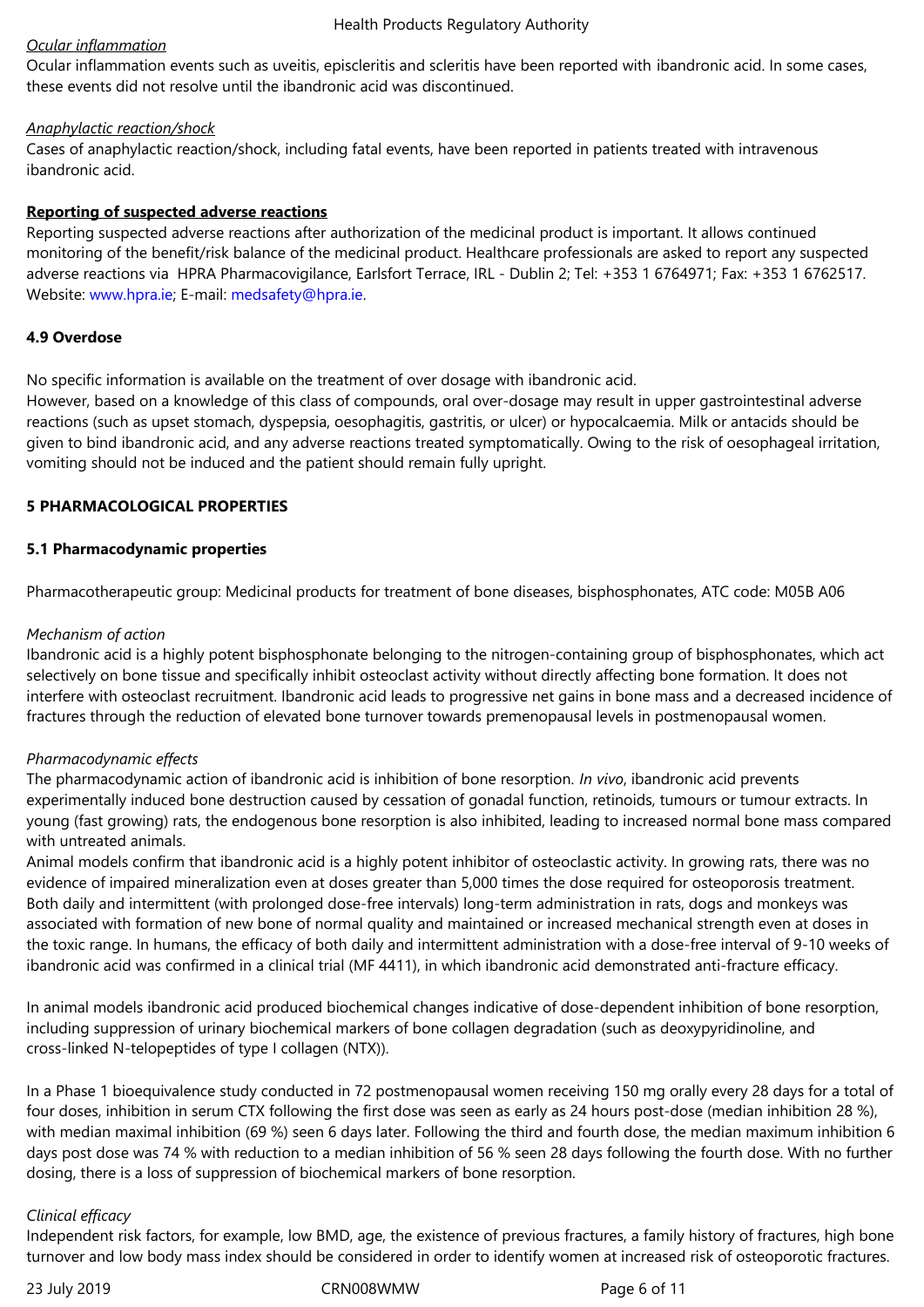*Ocular inflammation*
Ocular inflammation events such as uveitis, episcleritis and scleritis have been reported with ibandronic acid. In some cases, these events did not resolve until the ibandronic acid was discontinued.

*Anaphylactic reaction/shock*
Cases of anaphylactic reaction/shock, including fatal events, have been reported in patients treated with intravenous ibandronic acid.

**Reporting of suspected adverse reactions**
Reporting suspected adverse reactions after authorization of the medicinal product is important. It allows continued monitoring of the benefit/risk balance of the medicinal product. Healthcare professionals are asked to report any suspected adverse reactions via HPRA Pharmacovigilance, Earlsfort Terrace, IRL - Dublin 2; Tel: +353 1 6764971; Fax: +353 1 6762517. Website: www.hpra.ie; E-mail: medsafety@hpra.ie.

## 4.9 Overdose

No specific information is available on the treatment of over dosage with ibandronic acid.
However, based on a knowledge of this class of compounds, oral over-dosage may result in upper gastrointestinal adverse reactions (such as upset stomach, dyspepsia, oesophagitis, gastritis, or ulcer) or hypocalcaemia. Milk or antacids should be given to bind ibandronic acid, and any adverse reactions treated symptomatically. Owing to the risk of oesophageal irritation, vomiting should not be induced and the patient should remain fully upright.

# 5 PHARMACOLOGICAL PROPERTIES

## 5.1 Pharmacodynamic properties

Pharmacotherapeutic group: Medicinal products for treatment of bone diseases, bisphosphonates, ATC code: M05B A06

*Mechanism of action*
Ibandronic acid is a highly potent bisphosphonate belonging to the nitrogen-containing group of bisphosphonates, which act selectively on bone tissue and specifically inhibit osteoclast activity without directly affecting bone formation. It does not interfere with osteoclast recruitment. Ibandronic acid leads to progressive net gains in bone mass and a decreased incidence of fractures through the reduction of elevated bone turnover towards premenopausal levels in postmenopausal women.

*Pharmacodynamic effects*
The pharmacodynamic action of ibandronic acid is inhibition of bone resorption. *In vivo*, ibandronic acid prevents experimentally induced bone destruction caused by cessation of gonadal function, retinoids, tumours or tumour extracts. In young (fast growing) rats, the endogenous bone resorption is also inhibited, leading to increased normal bone mass compared with untreated animals.
Animal models confirm that ibandronic acid is a highly potent inhibitor of osteoclastic activity. In growing rats, there was no evidence of impaired mineralization even at doses greater than 5,000 times the dose required for osteoporosis treatment. Both daily and intermittent (with prolonged dose-free intervals) long-term administration in rats, dogs and monkeys was associated with formation of new bone of normal quality and maintained or increased mechanical strength even at doses in the toxic range. In humans, the efficacy of both daily and intermittent administration with a dose-free interval of 9-10 weeks of ibandronic acid was confirmed in a clinical trial (MF 4411), in which ibandronic acid demonstrated anti-fracture efficacy.

In animal models ibandronic acid produced biochemical changes indicative of dose-dependent inhibition of bone resorption, including suppression of urinary biochemical markers of bone collagen degradation (such as deoxypyridinoline, and cross-linked N-telopeptides of type I collagen (NTX)).

In a Phase 1 bioequivalence study conducted in 72 postmenopausal women receiving 150 mg orally every 28 days for a total of four doses, inhibition in serum CTX following the first dose was seen as early as 24 hours post-dose (median inhibition 28 %), with median maximal inhibition (69 %) seen 6 days later. Following the third and fourth dose, the median maximum inhibition 6 days post dose was 74 % with reduction to a median inhibition of 56 % seen 28 days following the fourth dose. With no further dosing, there is a loss of suppression of biochemical markers of bone resorption.

*Clinical efficacy*
Independent risk factors, for example, low BMD, age, the existence of previous fractures, a family history of fractures, high bone turnover and low body mass index should be considered in order to identify women at increased risk of osteoporotic fractures.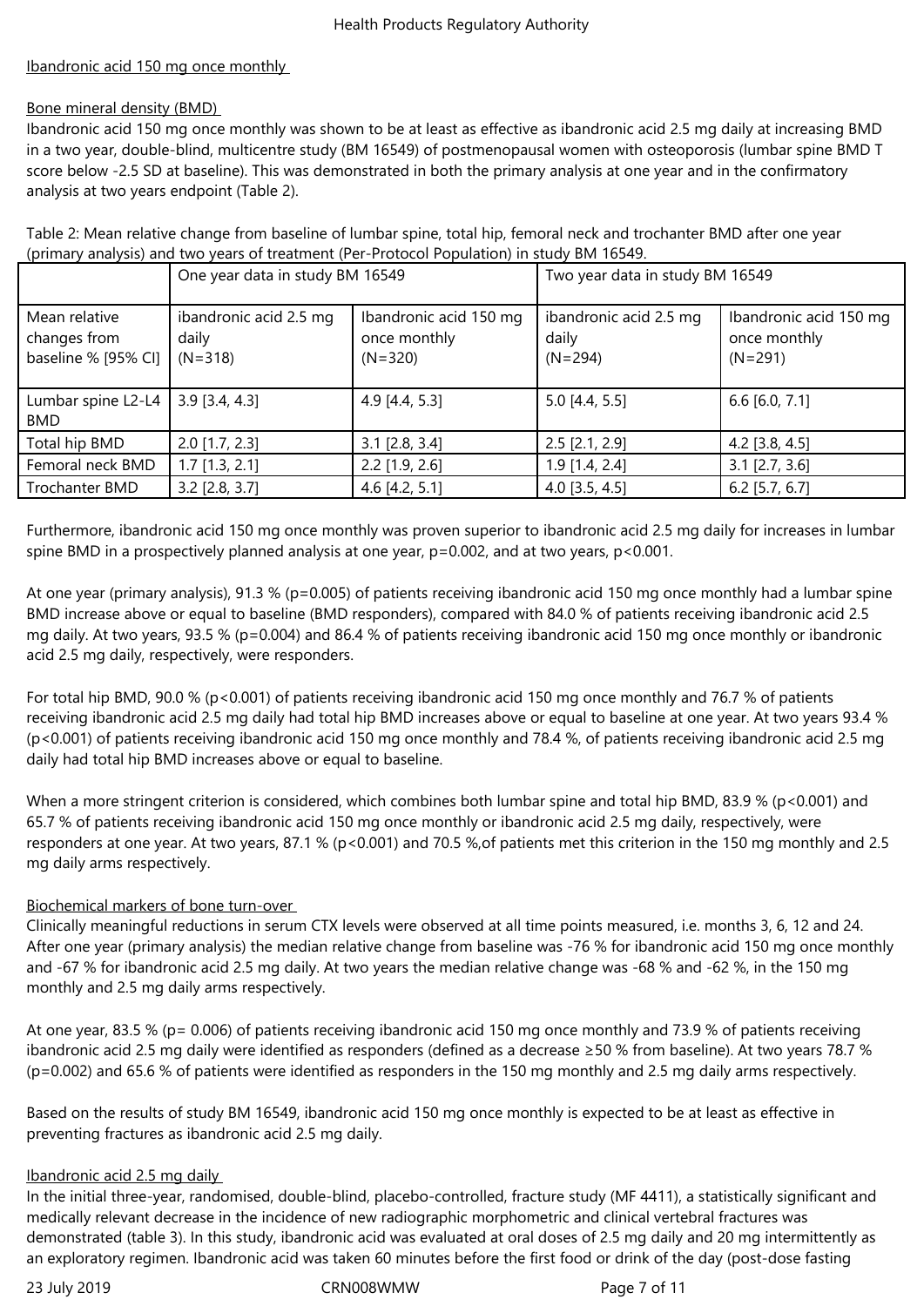Ibandronic acid 150 mg once monthly

Bone mineral density (BMD)

Ibandronic acid 150 mg once monthly was shown to be at least as effective as ibandronic acid 2.5 mg daily at increasing BMD in a two year, double-blind, multicentre study (BM 16549) of postmenopausal women with osteoporosis (lumbar spine BMD T score below -2.5 SD at baseline). This was demonstrated in both the primary analysis at one year and in the confirmatory analysis at two years endpoint (Table 2).

Table 2: Mean relative change from baseline of lumbar spine, total hip, femoral neck and trochanter BMD after one year (primary analysis) and two years of treatment (Per-Protocol Population) in study BM 16549.

| | One year data in study BM 16549 | | Two year data in study BM 16549 | |
|---|---|---|---|---|
| Mean relative changes from baseline % [95% CI] | ibandronic acid 2.5 mg daily (N=318) | Ibandronic acid 150 mg once monthly (N=320) | ibandronic acid 2.5 mg daily (N=294) | Ibandronic acid 150 mg once monthly (N=291) |
| Lumbar spine L2-L4 BMD | 3.9 [3.4, 4.3] | 4.9 [4.4, 5.3] | 5.0 [4.4, 5.5] | 6.6 [6.0, 7.1] |
| Total hip BMD | 2.0 [1.7, 2.3] | 3.1 [2.8, 3.4] | 2.5 [2.1, 2.9] | 4.2 [3.8, 4.5] |
| Femoral neck BMD | 1.7 [1.3, 2.1] | 2.2 [1.9, 2.6] | 1.9 [1.4, 2.4] | 3.1 [2.7, 3.6] |
| Trochanter BMD | 3.2 [2.8, 3.7] | 4.6 [4.2, 5.1] | 4.0 [3.5, 4.5] | 6.2 [5.7, 6.7] |

Furthermore, ibandronic acid 150 mg once monthly was proven superior to ibandronic acid 2.5 mg daily for increases in lumbar spine BMD in a prospectively planned analysis at one year, $p=0.002$, and at two years, $p<0.001$.

At one year (primary analysis), 91.3 % ($p=0.005$) of patients receiving ibandronic acid 150 mg once monthly had a lumbar spine BMD increase above or equal to baseline (BMD responders), compared with 84.0 % of patients receiving ibandronic acid 2.5 mg daily. At two years, 93.5 % ($p=0.004$) and 86.4 % of patients receiving ibandronic acid 150 mg once monthly or ibandronic acid 2.5 mg daily, respectively, were responders.

For total hip BMD, 90.0 % ($p<0.001$) of patients receiving ibandronic acid 150 mg once monthly and 76.7 % of patients receiving ibandronic acid 2.5 mg daily had total hip BMD increases above or equal to baseline at one year. At two years 93.4 % ($p<0.001$) of patients receiving ibandronic acid 150 mg once monthly and 78.4 %, of patients receiving ibandronic acid 2.5 mg daily had total hip BMD increases above or equal to baseline.

When a more stringent criterion is considered, which combines both lumbar spine and total hip BMD, 83.9 % ($p<0.001$) and 65.7 % of patients receiving ibandronic acid 150 mg once monthly or ibandronic acid 2.5 mg daily, respectively, were responders at one year. At two years, 87.1 % ($p<0.001$) and 70.5 %,of patients met this criterion in the 150 mg monthly and 2.5 mg daily arms respectively.

Biochemical markers of bone turn-over

Clinically meaningful reductions in serum CTX levels were observed at all time points measured, i.e. months 3, 6, 12 and 24. After one year (primary analysis) the median relative change from baseline was -76 % for ibandronic acid 150 mg once monthly and -67 % for ibandronic acid 2.5 mg daily. At two years the median relative change was -68 % and -62 %, in the 150 mg monthly and 2.5 mg daily arms respectively.

At one year, 83.5 % ($p= 0.006$) of patients receiving ibandronic acid 150 mg once monthly and 73.9 % of patients receiving ibandronic acid 2.5 mg daily were identified as responders (defined as a decrease ≥50 % from baseline). At two years 78.7 % ($p=0.002$) and 65.6 % of patients were identified as responders in the 150 mg monthly and 2.5 mg daily arms respectively.

Based on the results of study BM 16549, ibandronic acid 150 mg once monthly is expected to be at least as effective in preventing fractures as ibandronic acid 2.5 mg daily.

Ibandronic acid 2.5 mg daily

In the initial three-year, randomised, double-blind, placebo-controlled, fracture study (MF 4411), a statistically significant and medically relevant decrease in the incidence of new radiographic morphometric and clinical vertebral fractures was demonstrated (table 3). In this study, ibandronic acid was evaluated at oral doses of 2.5 mg daily and 20 mg intermittently as an exploratory regimen. Ibandronic acid was taken 60 minutes before the first food or drink of the day (post-dose fasting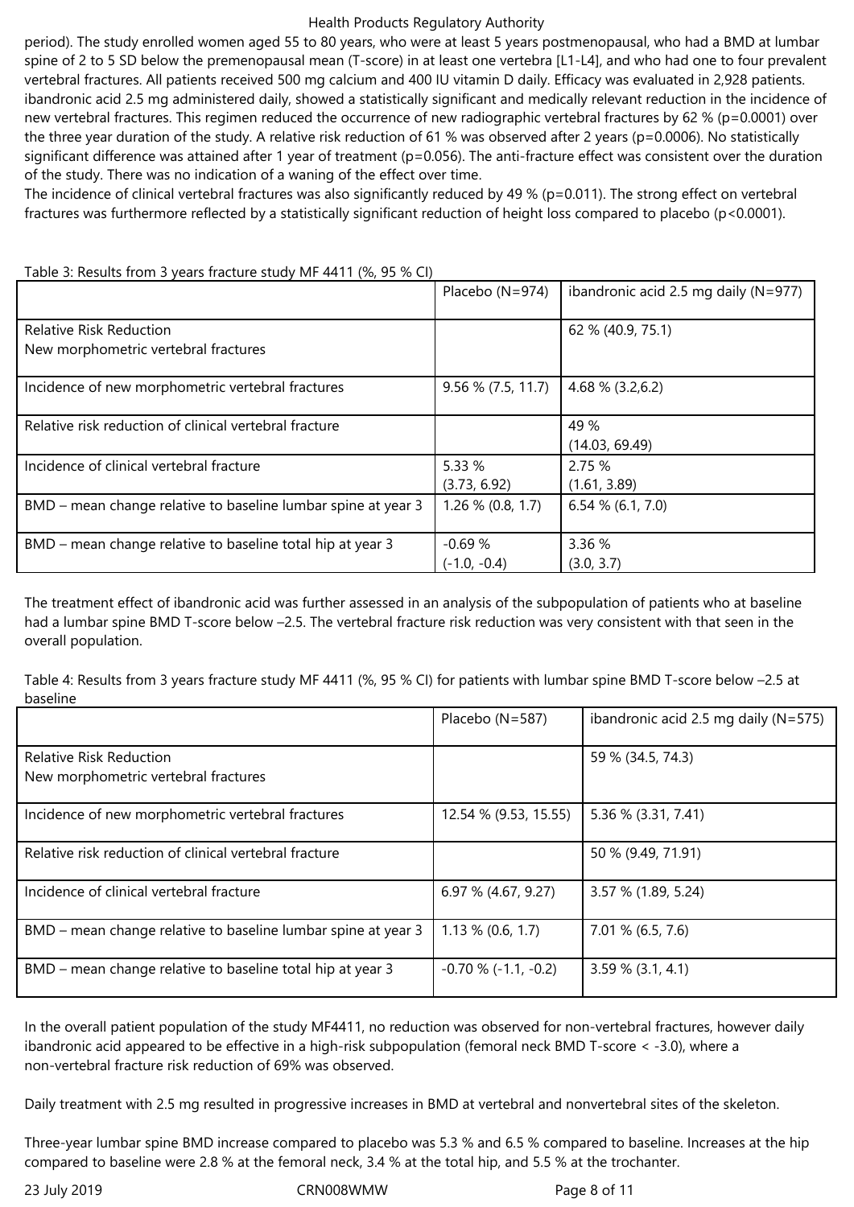period). The study enrolled women aged 55 to 80 years, who were at least 5 years postmenopausal, who had a BMD at lumbar spine of 2 to 5 SD below the premenopausal mean (T-score) in at least one vertebra [L1-L4], and who had one to four prevalent vertebral fractures. All patients received 500 mg calcium and 400 IU vitamin D daily. Efficacy was evaluated in 2,928 patients. ibandronic acid 2.5 mg administered daily, showed a statistically significant and medically relevant reduction in the incidence of new vertebral fractures. This regimen reduced the occurrence of new radiographic vertebral fractures by 62 % (p=0.0001) over the three year duration of the study. A relative risk reduction of 61 % was observed after 2 years (p=0.0006). No statistically significant difference was attained after 1 year of treatment (p=0.056). The anti-fracture effect was consistent over the duration of the study. There was no indication of a waning of the effect over time.
The incidence of clinical vertebral fractures was also significantly reduced by 49 % (p=0.011). The strong effect on vertebral fractures was furthermore reflected by a statistically significant reduction of height loss compared to placebo (p<0.0001).

Table 3: Results from 3 years fracture study MF 4411 (%, 95 % CI)

| | Placebo (N=974) | ibandronic acid 2.5 mg daily (N=977) |
|---|---|---|
| Relative Risk Reduction<br>New morphometric vertebral fractures | | 62 % (40.9, 75.1) |
| Incidence of new morphometric vertebral fractures | 9.56 % (7.5, 11.7) | 4.68 % (3.2,6.2) |
| Relative risk reduction of clinical vertebral fracture | | 49 %<br>(14.03, 69.49) |
| Incidence of clinical vertebral fracture | 5.33 %<br>(3.73, 6.92) | 2.75 %<br>(1.61, 3.89) |
| BMD – mean change relative to baseline lumbar spine at year 3 | 1.26 % (0.8, 1.7) | 6.54 % (6.1, 7.0) |
| BMD – mean change relative to baseline total hip at year 3 | -0.69 %<br>(-1.0, -0.4) | 3.36 %<br>(3.0, 3.7) |

The treatment effect of ibandronic acid was further assessed in an analysis of the subpopulation of patients who at baseline had a lumbar spine BMD T-score below –2.5. The vertebral fracture risk reduction was very consistent with that seen in the overall population.

Table 4: Results from 3 years fracture study MF 4411 (%, 95 % CI) for patients with lumbar spine BMD T-score below –2.5 at baseline

| | Placebo (N=587) | ibandronic acid 2.5 mg daily (N=575) |
|---|---|---|
| Relative Risk Reduction<br>New morphometric vertebral fractures | | 59 % (34.5, 74.3) |
| Incidence of new morphometric vertebral fractures | 12.54 % (9.53, 15.55) | 5.36 % (3.31, 7.41) |
| Relative risk reduction of clinical vertebral fracture | | 50 % (9.49, 71.91) |
| Incidence of clinical vertebral fracture | 6.97 % (4.67, 9.27) | 3.57 % (1.89, 5.24) |
| BMD – mean change relative to baseline lumbar spine at year 3 | 1.13 % (0.6, 1.7) | 7.01 % (6.5, 7.6) |
| BMD – mean change relative to baseline total hip at year 3 | -0.70 % (-1.1, -0.2) | 3.59 % (3.1, 4.1) |

In the overall patient population of the study MF4411, no reduction was observed for non-vertebral fractures, however daily ibandronic acid appeared to be effective in a high-risk subpopulation (femoral neck BMD T-score < -3.0), where a non-vertebral fracture risk reduction of 69% was observed.

Daily treatment with 2.5 mg resulted in progressive increases in BMD at vertebral and nonvertebral sites of the skeleton.

Three-year lumbar spine BMD increase compared to placebo was 5.3 % and 6.5 % compared to baseline. Increases at the hip compared to baseline were 2.8 % at the femoral neck, 3.4 % at the total hip, and 5.5 % at the trochanter.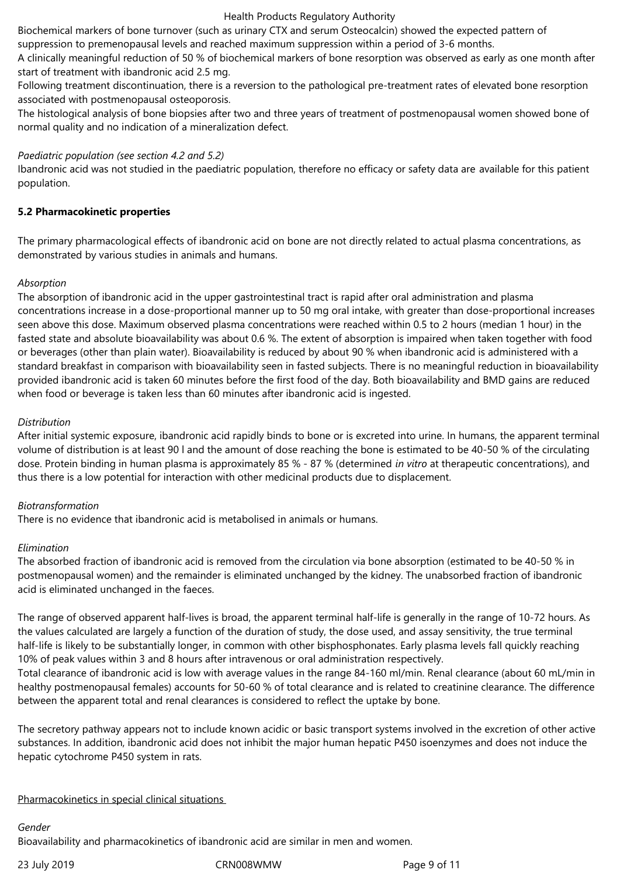Biochemical markers of bone turnover (such as urinary CTX and serum Osteocalcin) showed the expected pattern of suppression to premenopausal levels and reached maximum suppression within a period of 3-6 months.
A clinically meaningful reduction of 50 % of biochemical markers of bone resorption was observed as early as one month after start of treatment with ibandronic acid 2.5 mg.
Following treatment discontinuation, there is a reversion to the pathological pre-treatment rates of elevated bone resorption associated with postmenopausal osteoporosis.
The histological analysis of bone biopsies after two and three years of treatment of postmenopausal women showed bone of normal quality and no indication of a mineralization defect.

*Paediatric population (see section 4.2 and 5.2)*
Ibandronic acid was not studied in the paediatric population, therefore no efficacy or safety data are available for this patient population.

**5.2 Pharmacokinetic properties**

The primary pharmacological effects of ibandronic acid on bone are not directly related to actual plasma concentrations, as demonstrated by various studies in animals and humans.

*Absorption*
The absorption of ibandronic acid in the upper gastrointestinal tract is rapid after oral administration and plasma concentrations increase in a dose-proportional manner up to 50 mg oral intake, with greater than dose-proportional increases seen above this dose. Maximum observed plasma concentrations were reached within 0.5 to 2 hours (median 1 hour) in the fasted state and absolute bioavailability was about 0.6 %. The extent of absorption is impaired when taken together with food or beverages (other than plain water). Bioavailability is reduced by about 90 % when ibandronic acid is administered with a standard breakfast in comparison with bioavailability seen in fasted subjects. There is no meaningful reduction in bioavailability provided ibandronic acid is taken 60 minutes before the first food of the day. Both bioavailability and BMD gains are reduced when food or beverage is taken less than 60 minutes after ibandronic acid is ingested.

*Distribution*
After initial systemic exposure, ibandronic acid rapidly binds to bone or is excreted into urine. In humans, the apparent terminal volume of distribution is at least 90 l and the amount of dose reaching the bone is estimated to be 40-50 % of the circulating dose. Protein binding in human plasma is approximately 85 % - 87 % (determined *in vitro* at therapeutic concentrations), and thus there is a low potential for interaction with other medicinal products due to displacement.

*Biotransformation*
There is no evidence that ibandronic acid is metabolised in animals or humans.

*Elimination*
The absorbed fraction of ibandronic acid is removed from the circulation via bone absorption (estimated to be 40-50 % in postmenopausal women) and the remainder is eliminated unchanged by the kidney. The unabsorbed fraction of ibandronic acid is eliminated unchanged in the faeces.

The range of observed apparent half-lives is broad, the apparent terminal half-life is generally in the range of 10-72 hours. As the values calculated are largely a function of the duration of study, the dose used, and assay sensitivity, the true terminal half-life is likely to be substantially longer, in common with other bisphosphonates. Early plasma levels fall quickly reaching 10% of peak values within 3 and 8 hours after intravenous or oral administration respectively.
Total clearance of ibandronic acid is low with average values in the range 84-160 ml/min. Renal clearance (about 60 mL/min in healthy postmenopausal females) accounts for 50-60 % of total clearance and is related to creatinine clearance. The difference between the apparent total and renal clearances is considered to reflect the uptake by bone.

The secretory pathway appears not to include known acidic or basic transport systems involved in the excretion of other active substances. In addition, ibandronic acid does not inhibit the major human hepatic P450 isoenzymes and does not induce the hepatic cytochrome P450 system in rats.

Pharmacokinetics in special clinical situations

*Gender*
Bioavailability and pharmacokinetics of ibandronic acid are similar in men and women.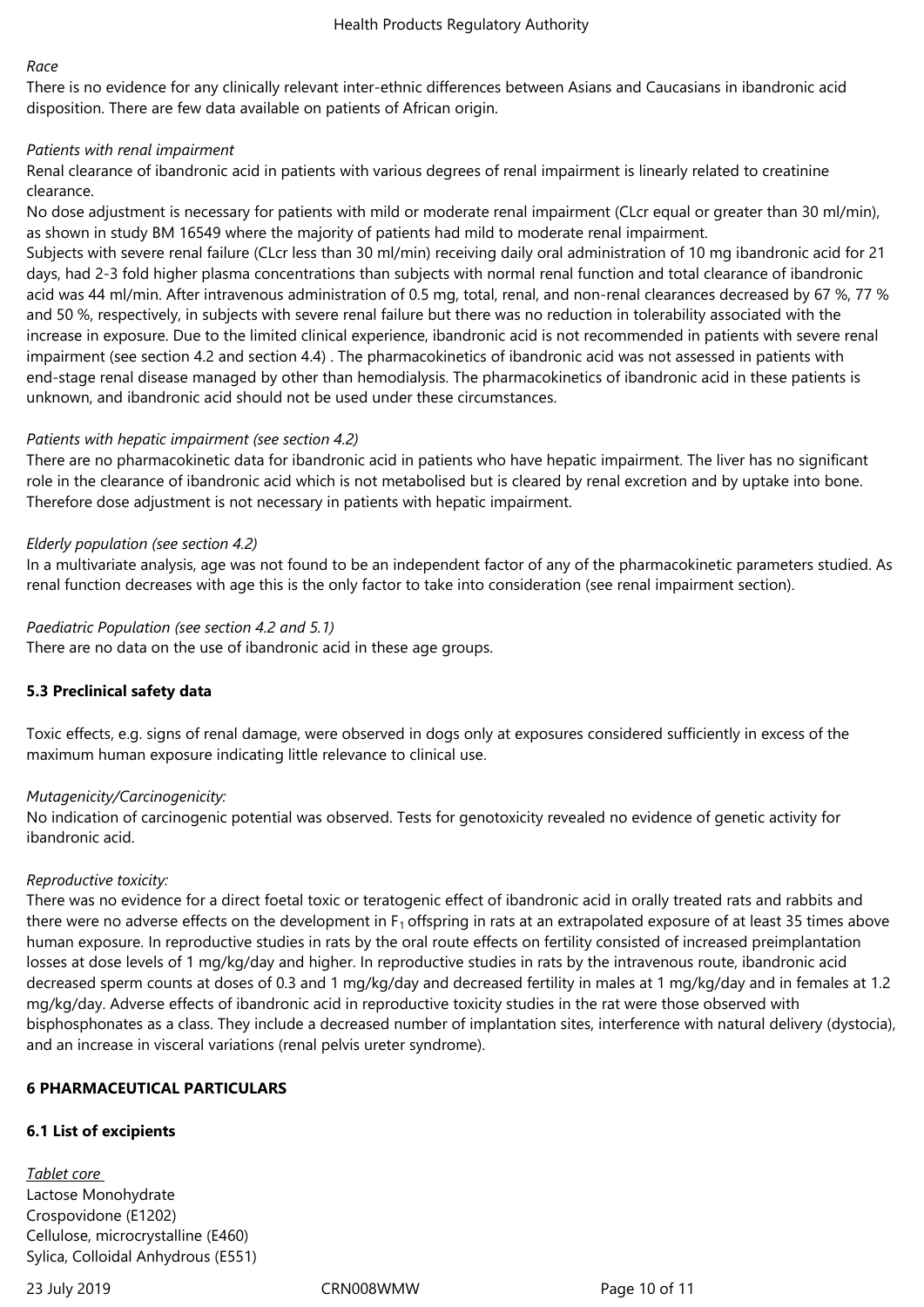*Race*

There is no evidence for any clinically relevant inter-ethnic differences between Asians and Caucasians in ibandronic acid disposition. There are few data available on patients of African origin.

*Patients with renal impairment*

Renal clearance of ibandronic acid in patients with various degrees of renal impairment is linearly related to creatinine clearance.

No dose adjustment is necessary for patients with mild or moderate renal impairment (CLcr equal or greater than 30 ml/min), as shown in study BM 16549 where the majority of patients had mild to moderate renal impairment.

Subjects with severe renal failure (CLcr less than 30 ml/min) receiving daily oral administration of 10 mg ibandronic acid for 21 days, had 2-3 fold higher plasma concentrations than subjects with normal renal function and total clearance of ibandronic acid was 44 ml/min. After intravenous administration of 0.5 mg, total, renal, and non-renal clearances decreased by 67 %, 77 % and 50 %, respectively, in subjects with severe renal failure but there was no reduction in tolerability associated with the increase in exposure. Due to the limited clinical experience, ibandronic acid is not recommended in patients with severe renal impairment (see section 4.2 and section 4.4) . The pharmacokinetics of ibandronic acid was not assessed in patients with end-stage renal disease managed by other than hemodialysis. The pharmacokinetics of ibandronic acid in these patients is unknown, and ibandronic acid should not be used under these circumstances.

*Patients with hepatic impairment (see section 4.2)*

There are no pharmacokinetic data for ibandronic acid in patients who have hepatic impairment. The liver has no significant role in the clearance of ibandronic acid which is not metabolised but is cleared by renal excretion and by uptake into bone. Therefore dose adjustment is not necessary in patients with hepatic impairment.

*Elderly population (see section 4.2)*

In a multivariate analysis, age was not found to be an independent factor of any of the pharmacokinetic parameters studied. As renal function decreases with age this is the only factor to take into consideration (see renal impairment section).

*Paediatric Population (see section 4.2 and 5.1)*

There are no data on the use of ibandronic acid in these age groups.

**5.3 Preclinical safety data**

Toxic effects, e.g. signs of renal damage, were observed in dogs only at exposures considered sufficiently in excess of the maximum human exposure indicating little relevance to clinical use.

*Mutagenicity/Carcinogenicity:*

No indication of carcinogenic potential was observed. Tests for genotoxicity revealed no evidence of genetic activity for ibandronic acid.

*Reproductive toxicity:*

There was no evidence for a direct foetal toxic or teratogenic effect of ibandronic acid in orally treated rats and rabbits and there were no adverse effects on the development in $F_1$ offspring in rats at an extrapolated exposure of at least 35 times above human exposure. In reproductive studies in rats by the oral route effects on fertility consisted of increased preimplantation losses at dose levels of 1 mg/kg/day and higher. In reproductive studies in rats by the intravenous route, ibandronic acid decreased sperm counts at doses of 0.3 and 1 mg/kg/day and decreased fertility in males at 1 mg/kg/day and in females at 1.2 mg/kg/day. Adverse effects of ibandronic acid in reproductive toxicity studies in the rat were those observed with bisphosphonates as a class. They include a decreased number of implantation sites, interference with natural delivery (dystocia), and an increase in visceral variations (renal pelvis ureter syndrome).

**6 PHARMACEUTICAL PARTICULARS**

**6.1 List of excipients**

Tablet core

Lactose Monohydrate
Crospovidone (E1202)
Cellulose, microcrystalline (E460)
Sylica, Colloidal Anhydrous (E551)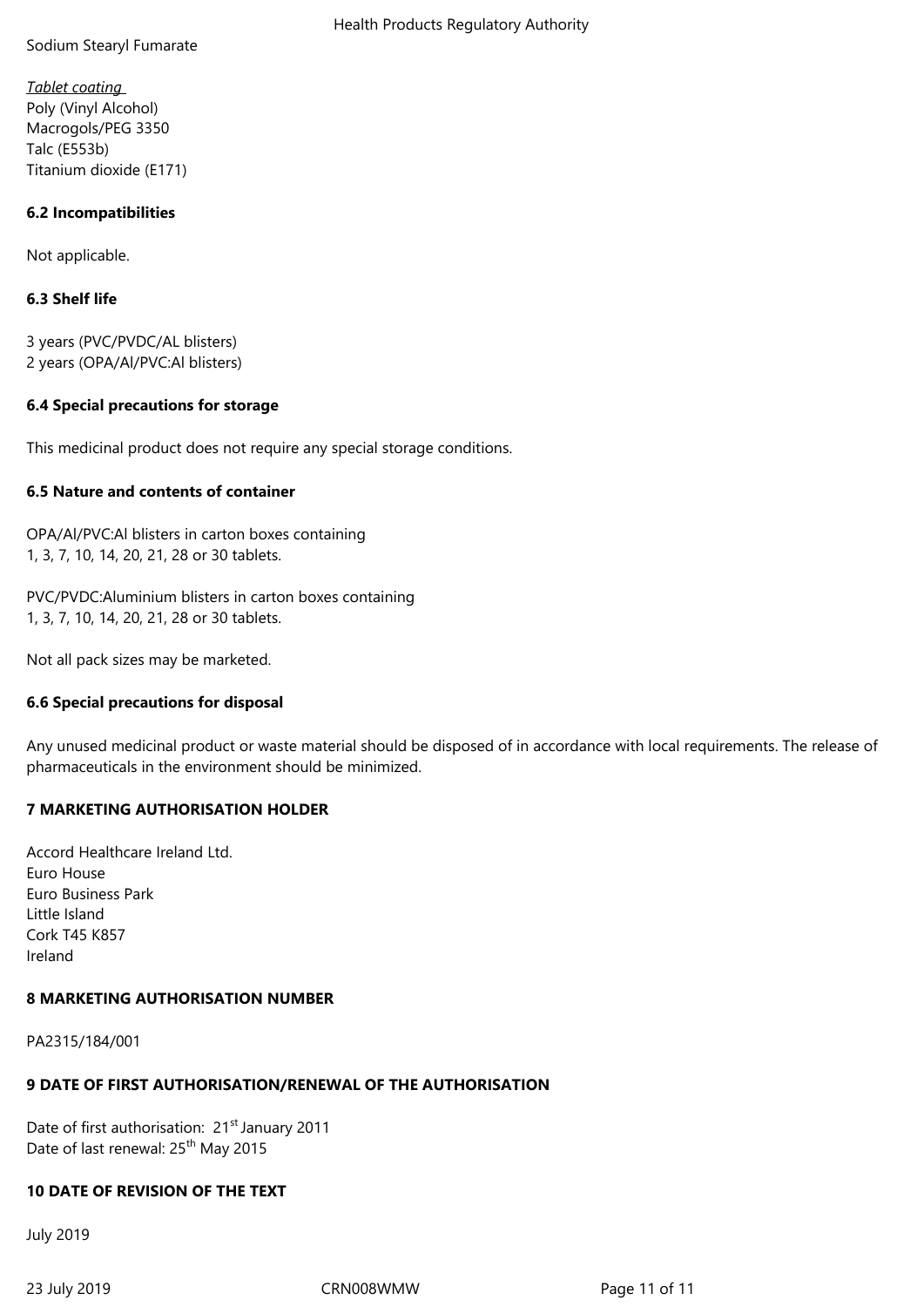Sodium Stearyl Fumarate

*Tablet coating*
Poly (Vinyl Alcohol)
Macrogols/PEG 3350
Talc (E553b)
Titanium dioxide (E171)

**6.2 Incompatibilities**

Not applicable.

**6.3 Shelf life**

3 years (PVC/PVDC/AL blisters)
2 years (OPA/Al/PVC:Al blisters)

**6.4 Special precautions for storage**

This medicinal product does not require any special storage conditions.

**6.5 Nature and contents of container**

OPA/Al/PVC:Al blisters in carton boxes containing
1, 3, 7, 10, 14, 20, 21, 28 or 30 tablets.

PVC/PVDC:Aluminium blisters in carton boxes containing
1, 3, 7, 10, 14, 20, 21, 28 or 30 tablets.

Not all pack sizes may be marketed.

**6.6 Special precautions for disposal**

Any unused medicinal product or waste material should be disposed of in accordance with local requirements. The release of pharmaceuticals in the environment should be minimized.

**7 MARKETING AUTHORISATION HOLDER**

Accord Healthcare Ireland Ltd.
Euro House
Euro Business Park
Little Island
Cork T45 K857
Ireland

**8 MARKETING AUTHORISATION NUMBER**

PA2315/184/001

**9 DATE OF FIRST AUTHORISATION/RENEWAL OF THE AUTHORISATION**

Date of first authorisation: 21st January 2011
Date of last renewal: 25th May 2015

**10 DATE OF REVISION OF THE TEXT**

July 2019